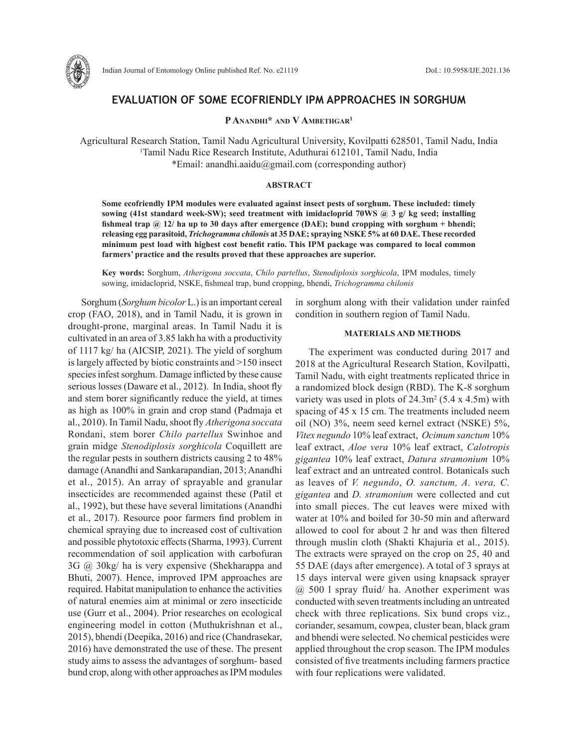# EVALUATION OF SOME ECOFRIENDLY IPM APPROACHES IN SORGHUM

**P Anandhi* and V Ambethgar[1]**

Agricultural Research Station, Tamil Nadu Agricultural University, Kovilpatti 628501, Tamil Nadu, India
[1]Tamil Nadu Rice Research Institute, Aduthurai 612101, Tamil Nadu, India
*Email: anandhi.aaidu@gmail.com (corresponding author)

## ABSTRACT

**Some ecofriendly IPM modules were evaluated against insect pests of sorghum. These included: timely sowing (41st standard week-SW); seed treatment with imidacloprid 70WS @ 3 g/ kg seed; installing fishmeal trap @ 12/ ha up to 30 days after emergence (DAE); bund cropping with sorghum + bhendi; releasing egg parasitoid, *Trichogramma chilonis* at 35 DAE; spraying NSKE 5% at 60 DAE. These recorded minimum pest load with highest cost benefit ratio. This IPM package was compared to local common farmers' practice and the results proved that these approaches are superior.**

**Key words:** Sorghum, *Atherigona soccata*, *Chilo partellus*, *Stenodiplosis sorghicola*, IPM modules, timely sowing, imidacloprid, NSKE, fishmeal trap, bund cropping, bhendi, *Trichogramma chilonis*

Sorghum (*Sorghum bicolor* L.) is an important cereal crop (FAO, 2018), and in Tamil Nadu, it is grown in drought-prone, marginal areas. In Tamil Nadu it is cultivated in an area of 3.85 lakh ha with a productivity of 1117 kg/ ha (AICSIP, 2021). The yield of sorghum is largely affected by biotic constraints and >150 insect species infest sorghum. Damage inflicted by these cause serious losses (Daware et al., 2012). In India, shoot fly and stem borer significantly reduce the yield, at times as high as 100% in grain and crop stand (Padmaja et al., 2010). In Tamil Nadu, shoot fly *Atherigona soccata* Rondani, stem borer *Chilo partellus* Swinhoe and grain midge *Stenodiplosis sorghicola* Coquillett are the regular pests in southern districts causing 2 to 48% damage (Anandhi and Sankarapandian, 2013; Anandhi et al., 2015). An array of sprayable and granular insecticides are recommended against these (Patil et al., 1992), but these have several limitations (Anandhi et al., 2017). Resource poor farmers find problem in chemical spraying due to increased cost of cultivation and possible phytotoxic effects (Sharma, 1993). Current recommendation of soil application with carbofuran 3G @ 30kg/ ha is very expensive (Shekharappa and Bhuti, 2007). Hence, improved IPM approaches are required. Habitat manipulation to enhance the activities of natural enemies aim at minimal or zero insecticide use (Gurr et al., 2004). Prior researches on ecological engineering model in cotton (Muthukrishnan et al., 2015), bhendi (Deepika, 2016) and rice (Chandrasekar, 2016) have demonstrated the use of these. The present study aims to assess the advantages of sorghum- based bund crop, along with other approaches as IPM modules in sorghum along with their validation under rainfed condition in southern region of Tamil Nadu.

## MATERIALS AND METHODS

The experiment was conducted during 2017 and 2018 at the Agricultural Research Station, Kovilpatti, Tamil Nadu, with eight treatments replicated thrice in a randomized block design (RBD). The K-8 sorghum variety was used in plots of 24.3m$^2$ (5.4 x 4.5m) with spacing of 45 x 15 cm. The treatments included neem oil (NO) 3%, neem seed kernel extract (NSKE) 5%, *Vitex negundo* 10% leaf extract, *Ocimum sanctum* 10% leaf extract, *Aloe vera* 10% leaf extract, *Calotropis gigantea* 10% leaf extract, *Datura stramonium* 10% leaf extract and an untreated control. Botanicals such as leaves of *V. negundo*, *O. sanctum, A. vera, C. gigantea* and *D. stramonium* were collected and cut into small pieces. The cut leaves were mixed with water at 10% and boiled for 30-50 min and afterward allowed to cool for about 2 hr and was then filtered through muslin cloth (Shakti Khajuria et al., 2015). The extracts were sprayed on the crop on 25, 40 and 55 DAE (days after emergence). A total of 3 sprays at 15 days interval were given using knapsack sprayer @ 500 l spray fluid/ ha. Another experiment was conducted with seven treatments including an untreated check with three replications. Six bund crops viz., coriander, sesamum, cowpea, cluster bean, black gram and bhendi were selected. No chemical pesticides were applied throughout the crop season. The IPM modules consisted of five treatments including farmers practice with four replications were validated.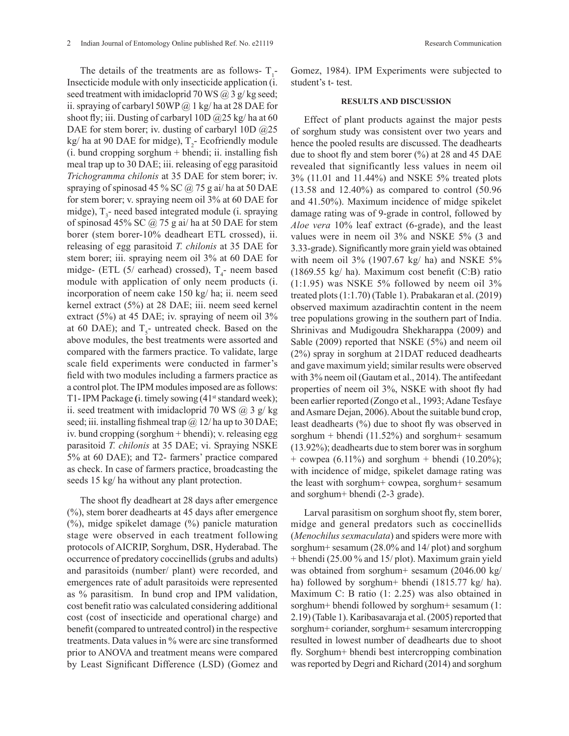The details of the treatments are as follows- $T_1$- Insecticide module with only insecticide application (i. seed treatment with imidacloprid 70 WS @ 3 g/ kg seed; ii. spraying of carbaryl 50WP @ 1 kg/ ha at 28 DAE for shoot fly; iii. Dusting of carbaryl 10D @25 kg/ ha at 60 DAE for stem borer; iv. dusting of carbaryl 10D @25 kg/ ha at 90 DAE for midge), $T_2$- Ecofriendly module (i. bund cropping sorghum + bhendi; ii. installing fish meal trap up to 30 DAE; iii. releasing of egg parasitoid *Trichogramma chilonis* at 35 DAE for stem borer; iv. spraying of spinosad 45 % SC @ 75 g ai/ ha at 50 DAE for stem borer; v. spraying neem oil 3% at 60 DAE for midge), $T_3$- need based integrated module (i. spraying of spinosad 45% SC @ 75 g ai/ ha at 50 DAE for stem borer (stem borer-10% deadheart ETL crossed), ii. releasing of egg parasitoid *T. chilonis* at 35 DAE for stem borer; iii. spraying neem oil 3% at 60 DAE for midge- (ETL (5/ earhead) crossed), $T_4$- neem based module with application of only neem products (i. incorporation of neem cake 150 kg/ ha; ii. neem seed kernel extract (5%) at 28 DAE; iii. neem seed kernel extract (5%) at 45 DAE; iv. spraying of neem oil 3% at 60 DAE); and $T_5$- untreated check. Based on the above modules, the best treatments were assorted and compared with the farmers practice. To validate, large scale field experiments were conducted in farmer's field with two modules including a farmers practice as a control plot. The IPM modules imposed are as follows: T1- IPM Package **(**i. timely sowing (41[st] standard week); ii. seed treatment with imidacloprid 70 WS @ 3 g/ kg seed; iii. installing fishmeal trap @ 12/ ha up to 30 DAE; iv. bund cropping (sorghum + bhendi); v. releasing egg parasitoid *T. chilonis* at 35 DAE; vi. Spraying NSKE 5% at 60 DAE); and T2- farmers' practice compared as check. In case of farmers practice, broadcasting the seeds 15 kg/ ha without any plant protection.

The shoot fly deadheart at 28 days after emergence (%), stem borer deadhearts at 45 days after emergence (%), midge spikelet damage (%) panicle maturation stage were observed in each treatment following protocols of AICRIP, Sorghum, DSR, Hyderabad. The occurrence of predatory coccinellids (grubs and adults) and parasitoids (number/ plant) were recorded, and emergences rate of adult parasitoids were represented as % parasitism. In bund crop and IPM validation, cost benefit ratio was calculated considering additional cost (cost of insecticide and operational charge) and benefit (compared to untreated control) in the respective treatments. Data values in % were arc sine transformed prior to ANOVA and treatment means were compared by Least Significant Difference (LSD) (Gomez and Gomez, 1984). IPM Experiments were subjected to student's t- test.

## RESULTS AND DISCUSSION

Effect of plant products against the major pests of sorghum study was consistent over two years and hence the pooled results are discussed. The deadhearts due to shoot fly and stem borer (%) at 28 and 45 DAE revealed that significantly less values in neem oil 3% (11.01 and 11.44%) and NSKE 5% treated plots (13.58 and 12.40%) as compared to control (50.96 and 41.50%). Maximum incidence of midge spikelet damage rating was of 9-grade in control, followed by *Aloe vera* 10% leaf extract (6-grade), and the least values were in neem oil 3% and NSKE 5% (3 and 3.33-grade). Significantly more grain yield was obtained with neem oil 3% (1907.67 kg/ ha) and NSKE 5% (1869.55 kg/ ha). Maximum cost benefit (C:B) ratio (1:1.95) was NSKE 5% followed by neem oil 3% treated plots (1:1.70) (Table 1). Prabakaran et al. (2019) observed maximum azadirachtin content in the neem tree populations growing in the southern part of India. Shrinivas and Mudigoudra Shekharappa (2009) and Sable (2009) reported that NSKE (5%) and neem oil (2%) spray in sorghum at 21DAT reduced deadhearts and gave maximum yield; similar results were observed with 3% neem oil (Gautam et al., 2014). The antifeedant properties of neem oil 3%, NSKE with shoot fly had been earlier reported (Zongo et al., 1993; Adane Tesfaye and Asmare Dejan, 2006). About the suitable bund crop, least deadhearts (%) due to shoot fly was observed in sorghum + bhendi (11.52%) and sorghum+ sesamum (13.92%); deadhearts due to stem borer was in sorghum + cowpea (6.11%) and sorghum + bhendi (10.20%); with incidence of midge, spikelet damage rating was the least with sorghum+ cowpea, sorghum+ sesamum and sorghum+ bhendi (2-3 grade).

Larval parasitism on sorghum shoot fly, stem borer, midge and general predators such as coccinellids (*Menochilus sexmaculata*) and spiders were more with sorghum+ sesamum (28.0% and 14/ plot) and sorghum + bhendi (25.00 % and 15/ plot). Maximum grain yield was obtained from sorghum+ sesamum (2046.00 kg/ ha) followed by sorghum+ bhendi (1815.77 kg/ ha). Maximum C: B ratio (1: 2.25) was also obtained in sorghum+ bhendi followed by sorghum+ sesamum (1: 2.19) (Table 1). Karibasavaraja et al. (2005) reported that sorghum+ coriander, sorghum+ sesamum intercropping resulted in lowest number of deadhearts due to shoot fly. Sorghum+ bhendi best intercropping combination was reported by Degri and Richard (2014) and sorghum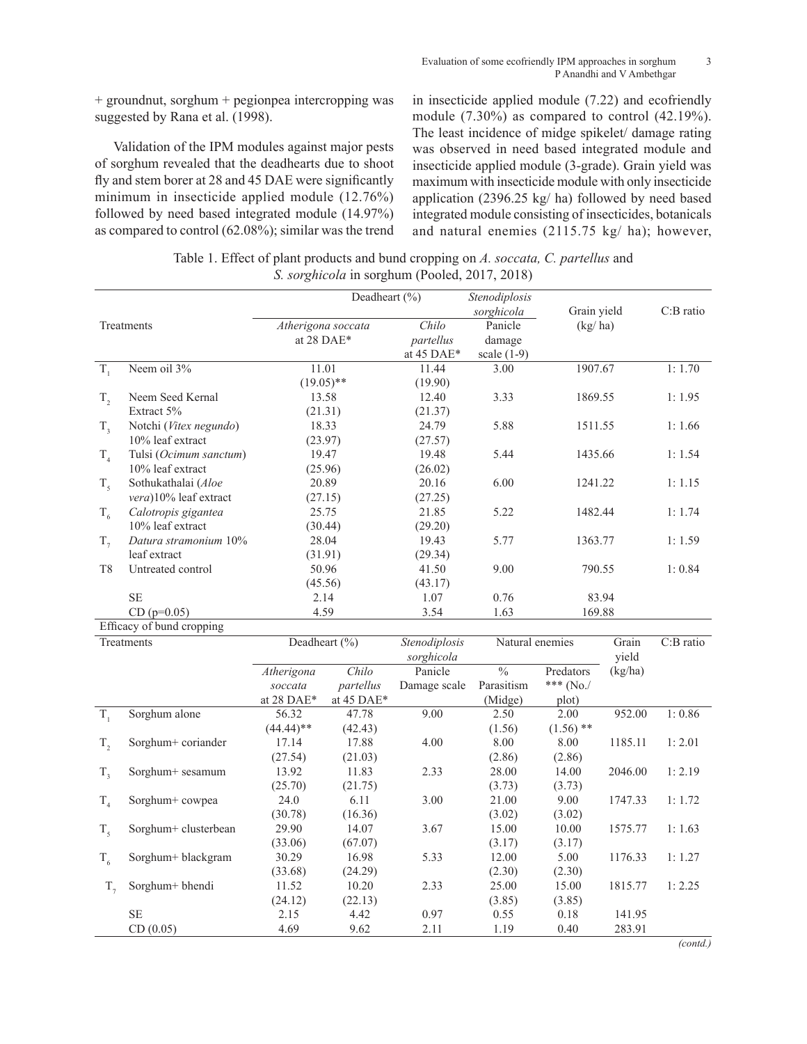+ groundnut, sorghum + pegionpea intercropping was suggested by Rana et al. (1998).

Validation of the IPM modules against major pests of sorghum revealed that the deadhearts due to shoot fly and stem borer at 28 and 45 DAE were significantly minimum in insecticide applied module (12.76%) followed by need based integrated module (14.97%) as compared to control (62.08%); similar was the trend in insecticide applied module (7.22) and ecofriendly module (7.30%) as compared to control (42.19%). The least incidence of midge spikelet/ damage rating was observed in need based integrated module and insecticide applied module (3-grade). Grain yield was maximum with insecticide module with only insecticide application (2396.25 kg/ ha) followed by need based integrated module consisting of insecticides, botanicals and natural enemies (2115.75 kg/ ha); however,

Table 1. Effect of plant products and bund cropping on *A. soccata, C. partellus* and *S. sorghicola* in sorghum (Pooled, 2017, 2018)

| | Treatments | Deadheart (%) *Atherigona soccata* at 28 DAE* | Deadheart (%) *Chilo partellus* at 45 DAE* | *Stenodiplosis sorghicola* Panicle damage scale (1-9) | Grain yield (kg/ ha) | C:B ratio |
|---|---|---|---|---|---|---|
| $T_1$ | Neem oil 3% | 11.01 (19.05)** | 11.44 (19.90) | 3.00 | 1907.67 | 1: 1.70 |
| $T_2$ | Neem Seed Kernal Extract 5% | 13.58 (21.31) | 12.40 (21.37) | 3.33 | 1869.55 | 1: 1.95 |
| $T_3$ | Notchi (*Vitex negundo*) 10% leaf extract | 18.33 (23.97) | 24.79 (27.57) | 5.88 | 1511.55 | 1: 1.66 |
| $T_4$ | Tulsi (*Ocimum sanctum*) 10% leaf extract | 19.47 (25.96) | 19.48 (26.02) | 5.44 | 1435.66 | 1: 1.54 |
| $T_5$ | Sothukathalai (*Aloe vera*)10% leaf extract | 20.89 (27.15) | 20.16 (27.25) | 6.00 | 1241.22 | 1: 1.15 |
| $T_6$ | *Calotropis gigantea* 10% leaf extract | 25.75 (30.44) | 21.85 (29.20) | 5.22 | 1482.44 | 1: 1.74 |
| $T_7$ | *Datura stramonium* 10% leaf extract | 28.04 (31.91) | 19.43 (29.34) | 5.77 | 1363.77 | 1: 1.59 |
| T8 | Untreated control | 50.96 (45.56) | 41.50 (43.17) | 9.00 | 790.55 | 1: 0.84 |
| | SE | 2.14 | 1.07 | 0.76 | 83.94 | |
| | CD (p=0.05) | 4.59 | 3.54 | 1.63 | 169.88 | |

Efficacy of bund cropping

| | Treatments | Deadheart (%) *Atherigona soccata* at 28 DAE* | Deadheart (%) *Chilo partellus* at 45 DAE* | *Stenodiplosis sorghicola* Panicle Damage scale | Natural enemies % Parasitism (Midge) | Natural enemies Predators *** (No./ plot) | Grain yield (kg/ha) | C:B ratio |
|---|---|---|---|---|---|---|---|---|
| $T_1$ | Sorghum alone | 56.32 (44.44)** | 47.78 (42.43) | 9.00 | 2.50 (1.56) | 2.00 (1.56) ** | 952.00 | 1: 0.86 |
| $T_2$ | Sorghum+ coriander | 17.14 (27.54) | 17.88 (21.03) | 4.00 | 8.00 (2.86) | 8.00 (2.86) | 1185.11 | 1: 2.01 |
| $T_3$ | Sorghum+ sesamum | 13.92 (25.70) | 11.83 (21.75) | 2.33 | 28.00 (3.73) | 14.00 (3.73) | 2046.00 | 1: 2.19 |
| $T_4$ | Sorghum+ cowpea | 24.0 (30.78) | 6.11 (16.36) | 3.00 | 21.00 (3.02) | 9.00 (3.02) | 1747.33 | 1: 1.72 |
| $T_5$ | Sorghum+ clusterbean | 29.90 (33.06) | 14.07 (67.07) | 3.67 | 15.00 (3.17) | 10.00 (3.17) | 1575.77 | 1: 1.63 |
| $T_6$ | Sorghum+ blackgram | 30.29 (33.68) | 16.98 (24.29) | 5.33 | 12.00 (2.30) | 5.00 (2.30) | 1176.33 | 1: 1.27 |
| $T_7$ | Sorghum+ bhendi | 11.52 (24.12) | 10.20 (22.13) | 2.33 | 25.00 (3.85) | 15.00 (3.85) | 1815.77 | 1: 2.25 |
| | SE | 2.15 | 4.42 | 0.97 | 0.55 | 0.18 | 141.95 | |
| | CD (0.05) | 4.69 | 9.62 | 2.11 | 1.19 | 0.40 | 283.91 | |

*(contd.)*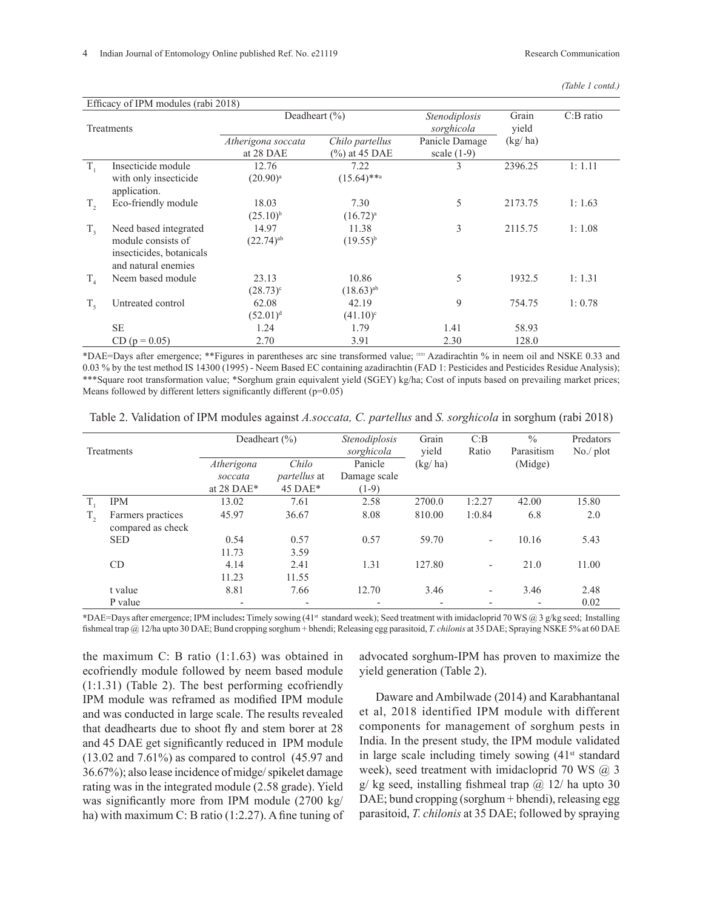*(Table 1 contd.)*

| Efficacy of IPM modules (rabi 2018) | | | | | | |
|---|---|---|---|---|---|---|
| Treatments | | Deadheart (%) | | *Stenodiplosis sorghicola* | Grain yield | C:B ratio |
| | | *Atherigona soccata* at 28 DAE | *Chilo partellus* (%) at 45 DAE | Panicle Damage scale (1-9) | (kg/ ha) | |
| $T_1$ | Insecticide module with only insecticide application. | 12.76 (20.90)[a] | 7.22 (15.64)**[a] | 3 | 2396.25 | 1: 1.11 |
| $T_2$ | Eco-friendly module | 18.03 (25.10)[b] | 7.30 (16.72)[a] | 5 | 2173.75 | 1: 1.63 |
| $T_3$ | Need based integrated module consists of insecticides, botanicals and natural enemies | 14.97 (22.74)[ab] | 11.38 (19.55)[b] | 3 | 2115.75 | 1: 1.08 |
| $T_4$ | Neem based module | 23.13 (28.73)[c] | 10.86 (18.63)[ab] | 5 | 1932.5 | 1: 1.31 |
| $T_5$ | Untreated control | 62.08 (52.01)[d] | 42.19 (41.10)[c] | 9 | 754.75 | 1: 0.78 |
| | SE | 1.24 | 1.79 | 1.41 | 58.93 | |
| | CD (p = 0.05) | 2.70 | 3.91 | 2.30 | 128.0 | |

*DAE=Days after emergence; **Figures in parentheses arc sine transformed value; ¤¤¤ Azadirachtin % in neem oil and NSKE 0.33 and 0.03 % by the test method IS 14300 (1995) - Neem Based EC containing azadirachtin (FAD 1: Pesticides and Pesticides Residue Analysis); ***Square root transformation value; *Sorghum grain equivalent yield (SGEY) kg/ha; Cost of inputs based on prevailing market prices; Means followed by different letters significantly different (p=0.05)

Table 2. Validation of IPM modules against *A.soccata, C. partellus* and *S. sorghicola* in sorghum (rabi 2018)

| Treatments | | Deadheart (%) | | *Stenodiplosis sorghicola* | Grain yield | C:B Ratio | % Parasitism | Predators No./ plot |
|---|---|---|---|---|---|---|---|---|
| | | *Atherigona soccata* at 28 DAE* | *Chilo partellus* at 45 DAE* | Panicle Damage scale (1-9) | (kg/ ha) | | (Midge) | |
| $T_1$ | IPM | 13.02 | 7.61 | 2.58 | 2700.0 | 1:2.27 | 42.00 | 15.80 |
| $T_2$ | Farmers practices compared as check | 45.97 | 36.67 | 8.08 | 810.00 | 1:0.84 | 6.8 | 2.0 |
| | SED | 0.54<br>11.73 | 0.57<br>3.59 | 0.57 | 59.70 | - | 10.16 | 5.43 |
| | CD | 4.14<br>11.23 | 2.41<br>11.55 | 1.31 | 127.80 | - | 21.0 | 11.00 |
| | t value | 8.81 | 7.66 | 12.70 | 3.46 | - | 3.46 | 2.48 |
| | P value | - | - | - | - | - | - | 0.02 |

*DAE=Days after emergence; IPM includes**:** Timely sowing (41st standard week); Seed treatment with imidacloprid 70 WS @ 3 g/kg seed; Installing fishmeal trap @ 12/ha upto 30 DAE; Bund cropping sorghum + bhendi; Releasing egg parasitoid, *T. chilonis* at 35 DAE; Spraying NSKE 5% at 60 DAE

the maximum C: B ratio (1:1.63) was obtained in ecofriendly module followed by neem based module (1:1.31) (Table 2). The best performing ecofriendly IPM module was reframed as modified IPM module and was conducted in large scale. The results revealed that deadhearts due to shoot fly and stem borer at 28 and 45 DAE get significantly reduced in IPM module (13.02 and 7.61%) as compared to control (45.97 and 36.67%); also lease incidence of midge/ spikelet damage rating was in the integrated module (2.58 grade). Yield was significantly more from IPM module (2700 kg/ ha) with maximum C: B ratio (1:2.27). A fine tuning of advocated sorghum-IPM has proven to maximize the yield generation (Table 2).

Daware and Ambilwade (2014) and Karabhantanal et al, 2018 identified IPM module with different components for management of sorghum pests in India. In the present study, the IPM module validated in large scale including timely sowing (41st standard week), seed treatment with imidacloprid 70 WS @ 3 g/ kg seed, installing fishmeal trap @ 12/ ha upto 30 DAE; bund cropping (sorghum + bhendi), releasing egg parasitoid, *T. chilonis* at 35 DAE; followed by spraying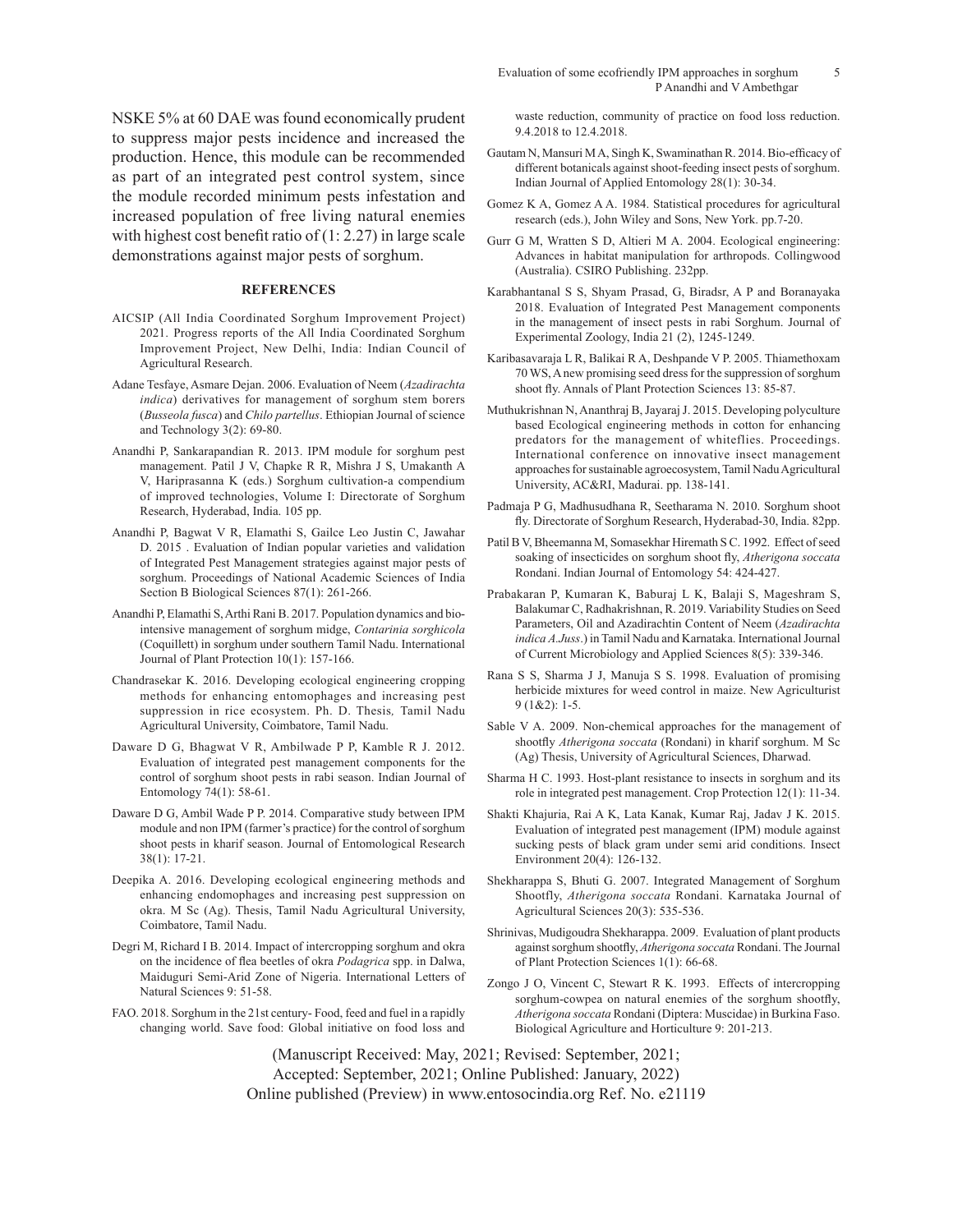NSKE 5% at 60 DAE was found economically prudent to suppress major pests incidence and increased the production. Hence, this module can be recommended as part of an integrated pest control system, since the module recorded minimum pests infestation and increased population of free living natural enemies with highest cost benefit ratio of (1: 2.27) in large scale demonstrations against major pests of sorghum.

## REFERENCES

AICSIP (All India Coordinated Sorghum Improvement Project) 2021. Progress reports of the All India Coordinated Sorghum Improvement Project, New Delhi, India: Indian Council of Agricultural Research.

Adane Tesfaye, Asmare Dejan. 2006. Evaluation of Neem (*Azadirachta indica*) derivatives for management of sorghum stem borers (*Busseola fusca*) and *Chilo partellus*. Ethiopian Journal of science and Technology 3(2): 69-80.

Anandhi P, Sankarapandian R. 2013. IPM module for sorghum pest management. Patil J V, Chapke R R, Mishra J S, Umakanth A V, Hariprasanna K (eds.) Sorghum cultivation-a compendium of improved technologies, Volume I: Directorate of Sorghum Research, Hyderabad, India. 105 pp.

Anandhi P, Bagwat V R, Elamathi S, Gailce Leo Justin C, Jawahar D. 2015 . Evaluation of Indian popular varieties and validation of Integrated Pest Management strategies against major pests of sorghum. Proceedings of National Academic Sciences of India Section B Biological Sciences 87(1): 261-266.

Anandhi P, Elamathi S, Arthi Rani B. 2017. Population dynamics and bio-intensive management of sorghum midge, *Contarinia sorghicola* (Coquillett) in sorghum under southern Tamil Nadu. International Journal of Plant Protection 10(1): 157-166.

Chandrasekar K. 2016. Developing ecological engineering cropping methods for enhancing entomophages and increasing pest suppression in rice ecosystem. Ph. D. Thesis*,* Tamil Nadu Agricultural University, Coimbatore, Tamil Nadu.

Daware D G, Bhagwat V R, Ambilwade P P, Kamble R J. 2012. Evaluation of integrated pest management components for the control of sorghum shoot pests in rabi season. Indian Journal of Entomology 74(1): 58-61.

Daware D G, Ambil Wade P P. 2014. Comparative study between IPM module and non IPM (farmer's practice) for the control of sorghum shoot pests in kharif season. Journal of Entomological Research 38(1): 17-21.

Deepika A. 2016. Developing ecological engineering methods and enhancing endomophages and increasing pest suppression on okra. M Sc (Ag). Thesis, Tamil Nadu Agricultural University, Coimbatore, Tamil Nadu.

Degri M, Richard I B. 2014. Impact of intercropping sorghum and okra on the incidence of flea beetles of okra *Podagrica* spp. in Dalwa, Maiduguri Semi-Arid Zone of Nigeria. International Letters of Natural Sciences 9: 51-58.

FAO. 2018. Sorghum in the 21st century- Food, feed and fuel in a rapidly changing world. Save food: Global initiative on food loss and waste reduction, community of practice on food loss reduction. 9.4.2018 to 12.4.2018.

Gautam N, Mansuri M A, Singh K, Swaminathan R. 2014. Bio-efficacy of different botanicals against shoot-feeding insect pests of sorghum. Indian Journal of Applied Entomology 28(1): 30-34.

Gomez K A, Gomez A A. 1984. Statistical procedures for agricultural research (eds.), John Wiley and Sons, New York. pp.7-20.

Gurr G M, Wratten S D, Altieri M A. 2004. Ecological engineering: Advances in habitat manipulation for arthropods. Collingwood (Australia). CSIRO Publishing. 232pp.

Karabhantanal S S, Shyam Prasad, G, Biradsr, A P and Boranayaka 2018. Evaluation of Integrated Pest Management components in the management of insect pests in rabi Sorghum. Journal of Experimental Zoology, India 21 (2), 1245-1249.

Karibasavaraja L R, Balikai R A, Deshpande V P. 2005. Thiamethoxam 70 WS, A new promising seed dress for the suppression of sorghum shoot fly. Annals of Plant Protection Sciences 13: 85-87.

Muthukrishnan N, Ananthraj B, Jayaraj J. 2015. Developing polyculture based Ecological engineering methods in cotton for enhancing predators for the management of whiteflies. Proceedings. International conference on innovative insect management approaches for sustainable agroecosystem, Tamil Nadu Agricultural University, AC&RI, Madurai. pp. 138-141.

Padmaja P G, Madhusudhana R, Seetharama N. 2010. Sorghum shoot fly. Directorate of Sorghum Research, Hyderabad-30, India. 82pp.

Patil B V, Bheemanna M, Somasekhar Hiremath S C. 1992. Effect of seed soaking of insecticides on sorghum shoot fly, *Atherigona soccata* Rondani. Indian Journal of Entomology 54: 424-427.

Prabakaran P, Kumaran K, Baburaj L K, Balaji S, Mageshram S, Balakumar C, Radhakrishnan, R. 2019. Variability Studies on Seed Parameters, Oil and Azadirachtin Content of Neem (*Azadirachta indica A.Juss*.) in Tamil Nadu and Karnataka. International Journal of Current Microbiology and Applied Sciences 8(5): 339-346.

Rana S S, Sharma J J, Manuja S S. 1998. Evaluation of promising herbicide mixtures for weed control in maize. New Agriculturist 9 (1&2): 1-5.

Sable V A. 2009. Non-chemical approaches for the management of shootfly *Atherigona soccata* (Rondani) in kharif sorghum. M Sc (Ag) Thesis, University of Agricultural Sciences, Dharwad.

Sharma H C. 1993. Host-plant resistance to insects in sorghum and its role in integrated pest management. Crop Protection 12(1): 11-34.

Shakti Khajuria, Rai A K, Lata Kanak, Kumar Raj, Jadav J K. 2015. Evaluation of integrated pest management (IPM) module against sucking pests of black gram under semi arid conditions. Insect Environment 20(4): 126-132.

Shekharappa S, Bhuti G. 2007. Integrated Management of Sorghum Shootfly, *Atherigona soccata* Rondani. Karnataka Journal of Agricultural Sciences 20(3): 535-536.

Shrinivas, Mudigoudra Shekharappa. 2009. Evaluation of plant products against sorghum shootfly, *Atherigona soccata* Rondani. The Journal of Plant Protection Sciences 1(1): 66-68.

Zongo J O, Vincent C, Stewart R K. 1993. Effects of intercropping sorghum-cowpea on natural enemies of the sorghum shootfly, *Atherigona soccata* Rondani (Diptera: Muscidae) in Burkina Faso. Biological Agriculture and Horticulture 9: 201-213.

(Manuscript Received: May, 2021; Revised: September, 2021; Accepted: September, 2021; Online Published: January, 2022)
Online published (Preview) in www.entosocindia.org Ref. No. e21119